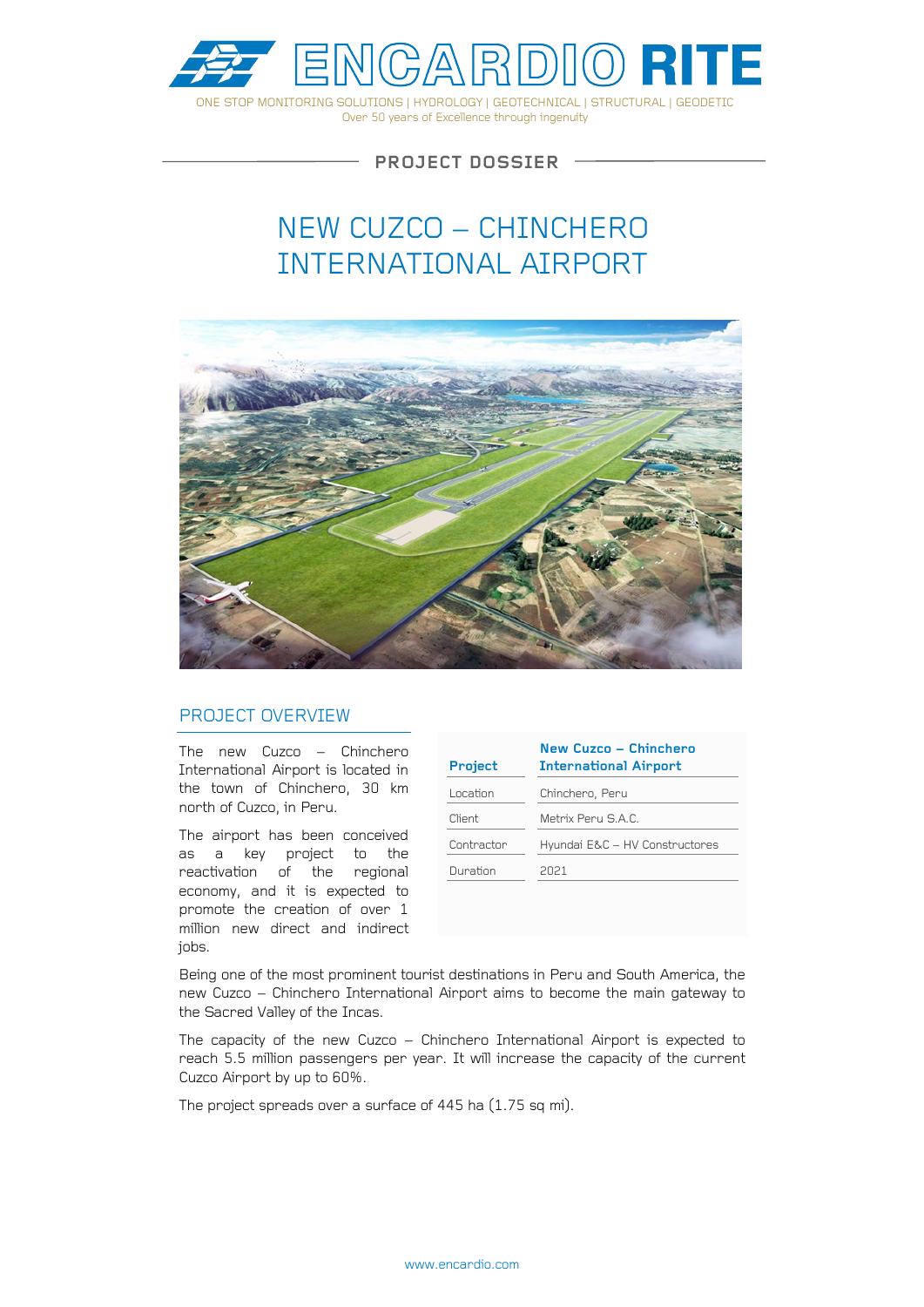ENCARDIO RITE

ONE STOP MONITORING SOLUTIONS | HYDROLOGY | GEOTECHNICAL | STRUCTURAL | GEODETIC
Over 50 years of Excellence through ingenuity

PROJECT DOSSIER

# NEW CUZCO – CHINCHERO INTERNATIONAL AIRPORT

## PROJECT OVERVIEW

The new Cuzco – Chinchero International Airport is located in the town of Chinchero, 30 km north of Cuzco, in Peru.

The airport has been conceived as a key project to the reactivation of the regional economy, and it is expected to promote the creation of over 1 million new direct and indirect jobs.

| **Project** | **New Cuzco – Chinchero International Airport** |
|---|---|
| Location | Chinchero, Peru |
| Client | Metrix Peru S.A.C. |
| Contractor | Hyundai E&C – HV Constructores |
| Duration | 2021 |

Being one of the most prominent tourist destinations in Peru and South America, the new Cuzco – Chinchero International Airport aims to become the main gateway to the Sacred Valley of the Incas.

The capacity of the new Cuzco – Chinchero International Airport is expected to reach 5.5 million passengers per year. It will increase the capacity of the current Cuzco Airport by up to 60%.

The project spreads over a surface of 445 ha (1.75 sq mi).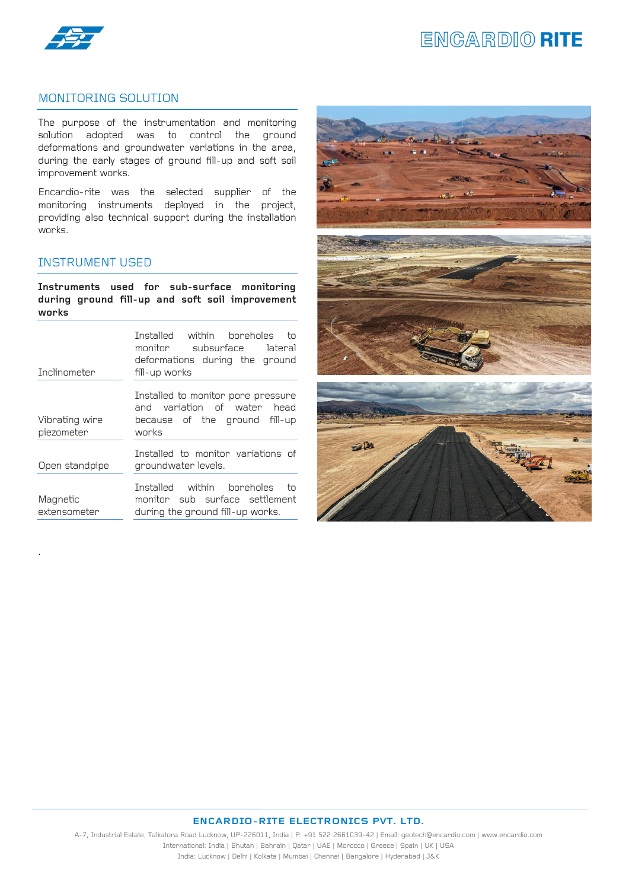## MONITORING SOLUTION

The purpose of the instrumentation and monitoring solution adopted was to control the ground deformations and groundwater variations in the area, during the early stages of ground fill-up and soft soil improvement works.

Encardio-rite was the selected supplier of the monitoring instruments deployed in the project, providing also technical support during the installation works.

## INSTRUMENT USED

**Instruments used for sub-surface monitoring during ground fill-up and soft soil improvement works**

| | |
|---|---|
| Inclinometer | Installed within boreholes to monitor subsurface lateral deformations during the ground fill-up works |
| Vibrating wire piezometer | Installed to monitor pore pressure and variation of water head because of the ground fill-up works |
| Open standpipe | Installed to monitor variations of groundwater levels. |
| Magnetic extensometer | Installed within boreholes to monitor sub surface settlement during the ground fill-up works. |

.